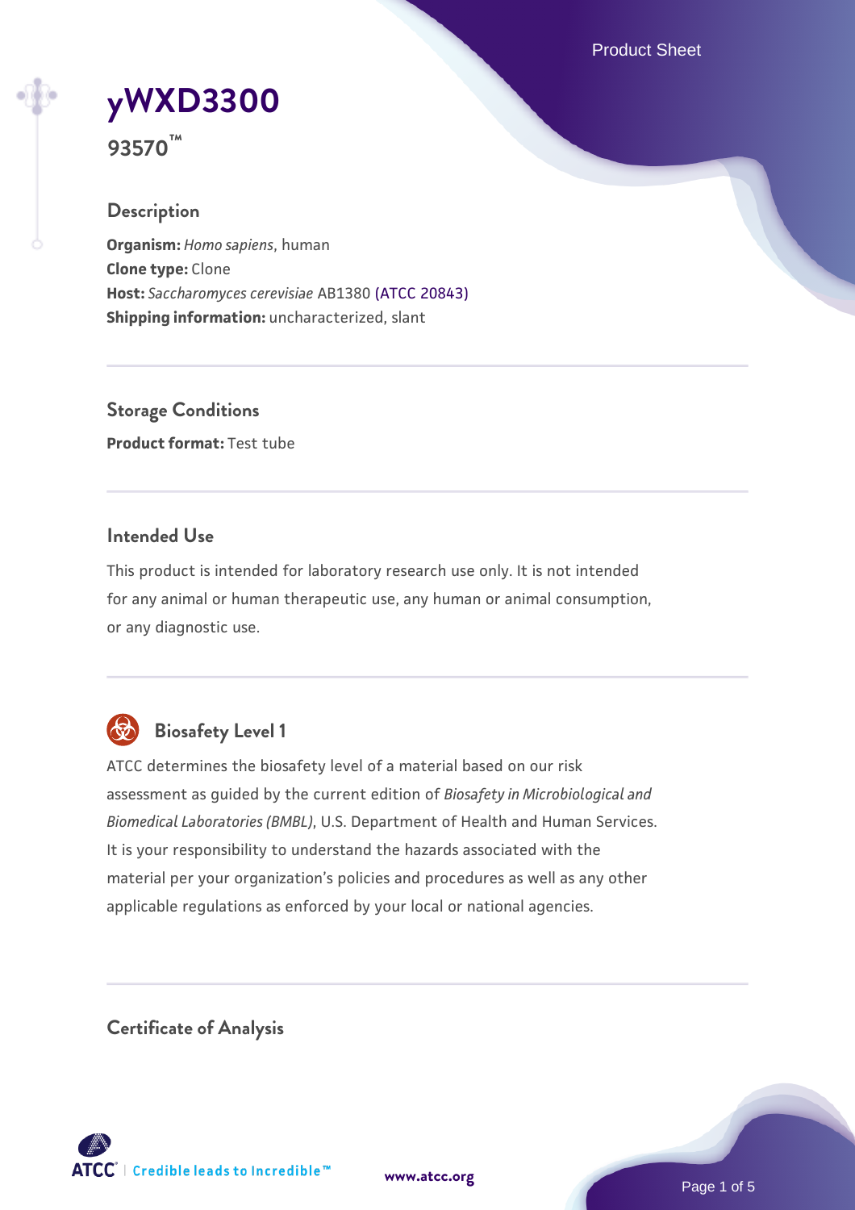# yWXD3300

**93570™**

## Description

**Organism:** *Homo sapiens*, human
**Clone type:** Clone
**Host:** *Saccharomyces cerevisiae* AB1380 (ATCC 20843)
**Shipping information:** uncharacterized, slant

## Storage Conditions

**Product format:** Test tube

## Intended Use

This product is intended for laboratory research use only. It is not intended for any animal or human therapeutic use, any human or animal consumption, or any diagnostic use.

## Biosafety Level 1

ATCC determines the biosafety level of a material based on our risk assessment as guided by the current edition of *Biosafety in Microbiological and Biomedical Laboratories (BMBL)*, U.S. Department of Health and Human Services. It is your responsibility to understand the hazards associated with the material per your organization's policies and procedures as well as any other applicable regulations as enforced by your local or national agencies.

## Certificate of Analysis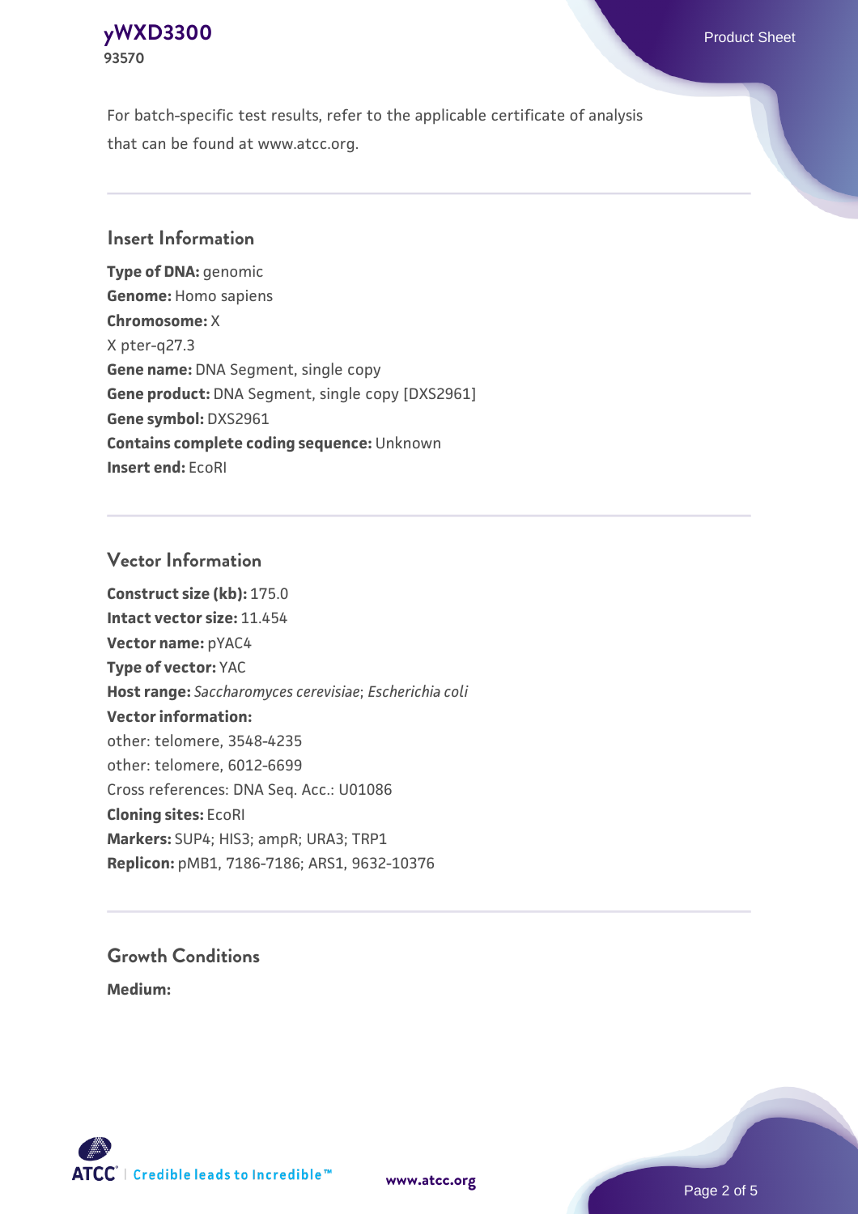For batch-specific test results, refer to the applicable certificate of analysis that can be found at www.atcc.org.

## Insert Information

**Type of DNA:** genomic
**Genome:** Homo sapiens
**Chromosome:** X
X pter-q27.3
**Gene name:** DNA Segment, single copy
**Gene product:** DNA Segment, single copy [DXS2961]
**Gene symbol:** DXS2961
**Contains complete coding sequence:** Unknown
**Insert end:** EcoRI

## Vector Information

**Construct size (kb):** 175.0
**Intact vector size:** 11.454
**Vector name:** pYAC4
**Type of vector:** YAC
**Host range:** *Saccharomyces cerevisiae*; *Escherichia coli*
**Vector information:**
other: telomere, 3548-4235
other: telomere, 6012-6699
Cross references: DNA Seq. Acc.: U01086
**Cloning sites:** EcoRI
**Markers:** SUP4; HIS3; ampR; URA3; TRP1
**Replicon:** pMB1, 7186-7186; ARS1, 9632-10376

## Growth Conditions

**Medium:**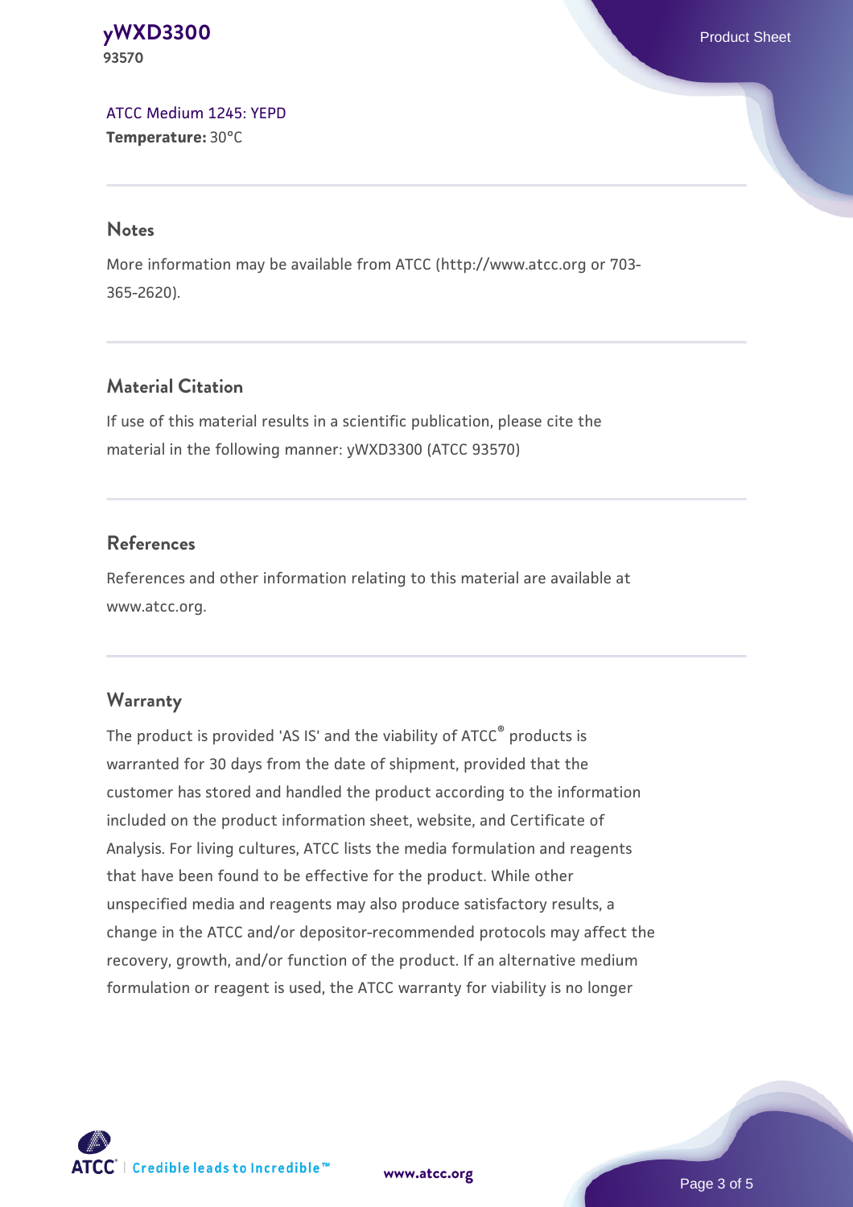[ATCC Medium 1245: YEPD](#)
**Temperature:** 30°C

## Notes

More information may be available from ATCC (http://www.atcc.org or 703-365-2620).

## Material Citation

If use of this material results in a scientific publication, please cite the material in the following manner: yWXD3300 (ATCC 93570)

## References

References and other information relating to this material are available at www.atcc.org.

## Warranty

The product is provided 'AS IS' and the viability of ATCC® products is warranted for 30 days from the date of shipment, provided that the customer has stored and handled the product according to the information included on the product information sheet, website, and Certificate of Analysis. For living cultures, ATCC lists the media formulation and reagents that have been found to be effective for the product. While other unspecified media and reagents may also produce satisfactory results, a change in the ATCC and/or depositor-recommended protocols may affect the recovery, growth, and/or function of the product. If an alternative medium formulation or reagent is used, the ATCC warranty for viability is no longer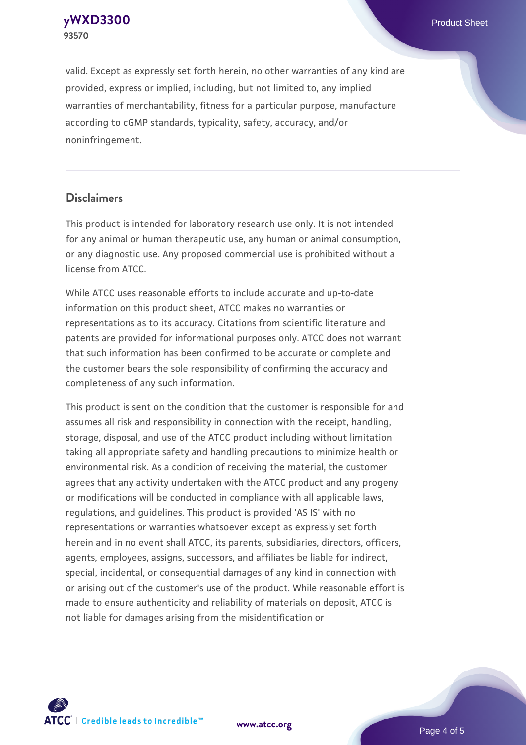valid. Except as expressly set forth herein, no other warranties of any kind are provided, express or implied, including, but not limited to, any implied warranties of merchantability, fitness for a particular purpose, manufacture according to cGMP standards, typicality, safety, accuracy, and/or noninfringement.

## Disclaimers

This product is intended for laboratory research use only. It is not intended for any animal or human therapeutic use, any human or animal consumption, or any diagnostic use. Any proposed commercial use is prohibited without a license from ATCC.

While ATCC uses reasonable efforts to include accurate and up-to-date information on this product sheet, ATCC makes no warranties or representations as to its accuracy. Citations from scientific literature and patents are provided for informational purposes only. ATCC does not warrant that such information has been confirmed to be accurate or complete and the customer bears the sole responsibility of confirming the accuracy and completeness of any such information.

This product is sent on the condition that the customer is responsible for and assumes all risk and responsibility in connection with the receipt, handling, storage, disposal, and use of the ATCC product including without limitation taking all appropriate safety and handling precautions to minimize health or environmental risk. As a condition of receiving the material, the customer agrees that any activity undertaken with the ATCC product and any progeny or modifications will be conducted in compliance with all applicable laws, regulations, and guidelines. This product is provided 'AS IS' with no representations or warranties whatsoever except as expressly set forth herein and in no event shall ATCC, its parents, subsidiaries, directors, officers, agents, employees, assigns, successors, and affiliates be liable for indirect, special, incidental, or consequential damages of any kind in connection with or arising out of the customer's use of the product. While reasonable effort is made to ensure authenticity and reliability of materials on deposit, ATCC is not liable for damages arising from the misidentification or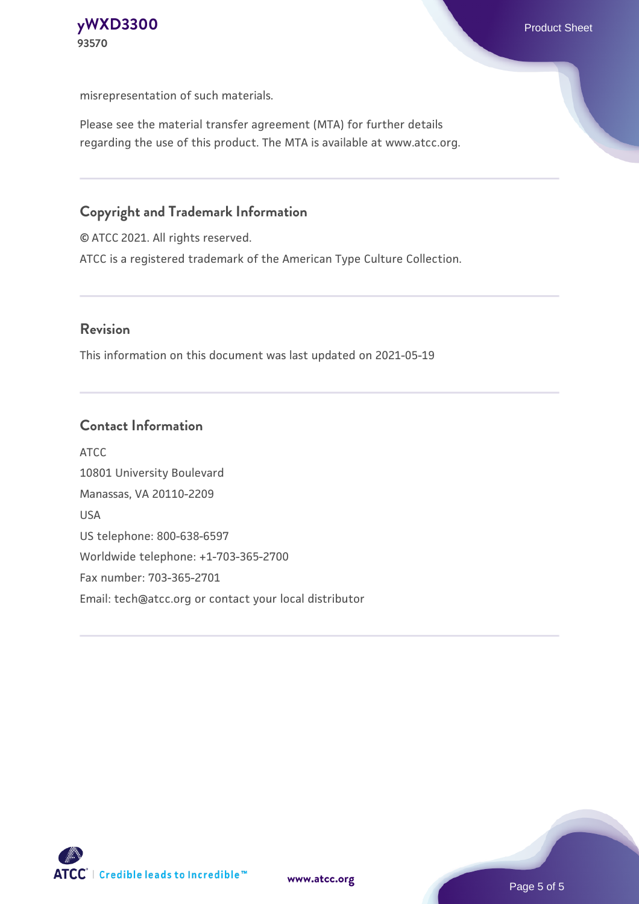misrepresentation of such materials.

Please see the material transfer agreement (MTA) for further details regarding the use of this product. The MTA is available at www.atcc.org.

## Copyright and Trademark Information

© ATCC 2021. All rights reserved.

ATCC is a registered trademark of the American Type Culture Collection.

## Revision

This information on this document was last updated on 2021-05-19

## Contact Information

ATCC
10801 University Boulevard
Manassas, VA 20110-2209
USA
US telephone: 800-638-6597
Worldwide telephone: +1-703-365-2700
Fax number: 703-365-2701
Email: tech@atcc.org or contact your local distributor